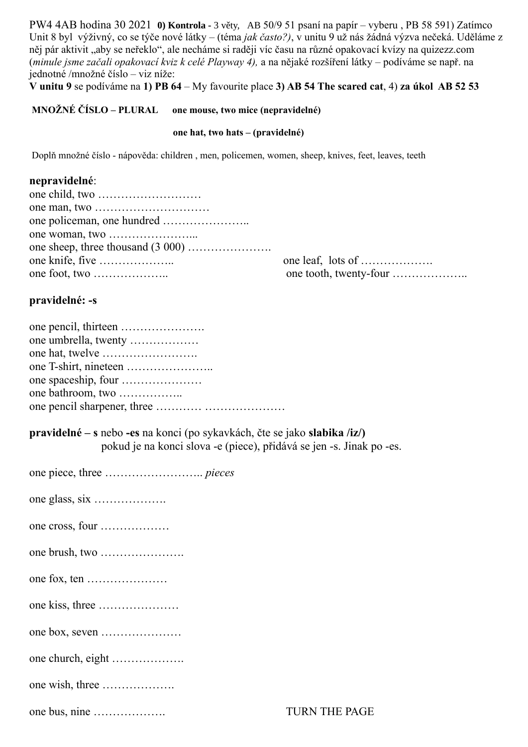PW4 4AB hodina 30 2021 **0) Kontrola** - 3 věty, AB 50/9 51 psaní na papír – vyberu , PB 58 591) Zatímco Unit 8 byl výživný, co se týče nové látky – (téma *jak často?)*, v unitu 9 už nás žádná výzva nečeká. Uděláme z něj pár aktivit „aby se neřeklo", ale necháme si raději víc času na různé opakovací kvízy na quizezz.com (*minule jsme začali opakovací kviz k celé Playway 4),* a na nějaké rozšíření látky – podíváme se např. na jednotné /množné číslo – viz níže:

**V unitu 9** se podíváme na **1) PB 64** – My favourite place **3) AB 54 The scared cat**, 4) **za úkol AB 52 53**

**MNOŽNÉ ČÍSLO – PLURAL** **one mouse, two mice (nepravidelné)**

**one hat, two hats – (pravidelné)**

Doplň množné číslo - nápověda: children , men, policemen, women, sheep, knives, feet, leaves, teeth

**nepravidelné**:

one child, two ………………………

one man, two …………………………

one policeman, one hundred …………………..

one woman, two …………………...

one sheep, three thousand (3 000) ………………….

one knife, five ………………..

one foot, two ………………..

one leaf, lots of ……………….

one tooth, twenty-four ………………..

**pravidelné: -s**

one pencil, thirteen ………………….

one umbrella, twenty ………………

one hat, twelve …………………….

one T-shirt, nineteen …………………..

one spaceship, four …………………

one bathroom, two ……………..

one pencil sharpener, three ………… …………………

**pravidelné – s** nebo **-es** na konci (po sykavkách, čte se jako **slabika /iz/)**
pokud je na konci slova -e (piece), přidává se jen -s. Jinak po -es.

one piece, three …………………….. *pieces*

one glass, six ……………….

one cross, four ………………

one brush, two ………………….

one fox, ten …………………

one kiss, three …………………

one box, seven …………………

one church, eight ……………….

one wish, three ……………….

one bus, nine ……………….

TURN THE PAGE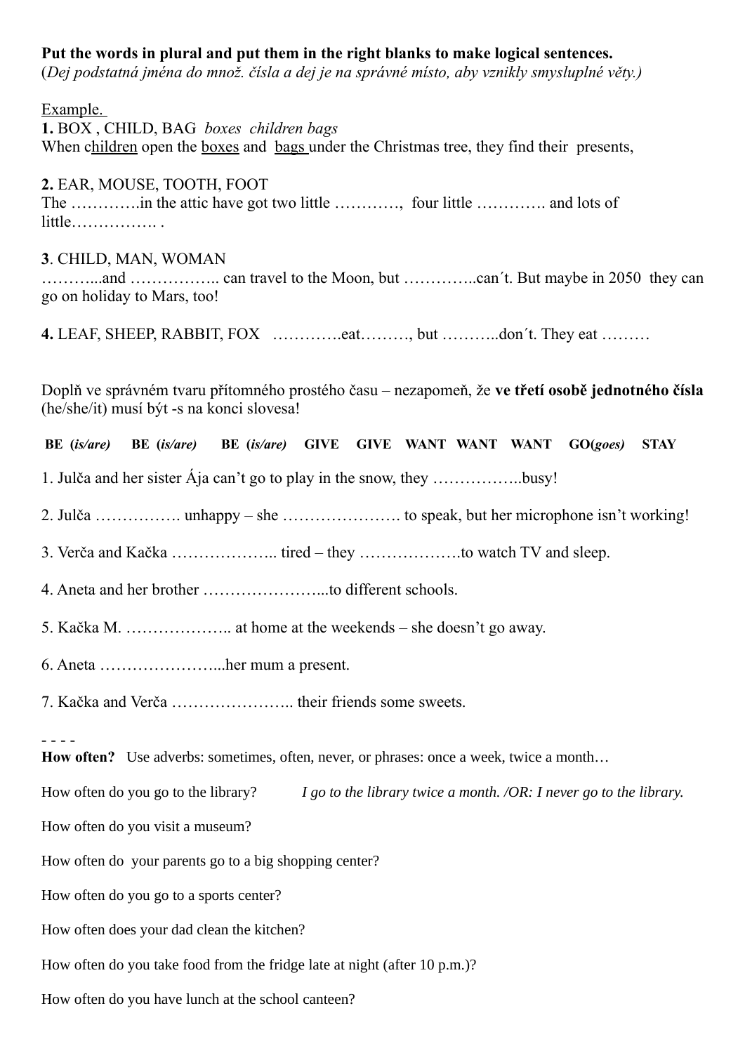**Put the words in plural and put them in the right blanks to make logical sentences.**
(*Dej podstatná jména do množ. čísla a dej je na správné místo, aby vznikly smysluplné věty.)*

Example.
**1.** BOX , CHILD, BAG *boxes children bags*
When children open the boxes and bags under the Christmas tree, they find their presents,

**2.** EAR, MOUSE, TOOTH, FOOT
The ………….in the attic have got two little …………, four little …………. and lots of little……………. .

**3**. CHILD, MAN, WOMAN
………...and …………….. can travel to the Moon, but …………..can´t. But maybe in 2050 they can go on holiday to Mars, too!

**4.** LEAF, SHEEP, RABBIT, FOX ………….eat………, but ………..don´t. They eat ………

Doplň ve správném tvaru přítomného prostého času – nezapomeň, že **ve třetí osobě jednotného čísla** (he/she/it) musí být -s na konci slovesa!

**BE (*is/are*) BE (*is/are*) BE (*is/are*) GIVE GIVE WANT WANT WANT GO(*goes*) STAY**

1. Julča and her sister Ája can't go to play in the snow, they ……………..busy!

2. Julča ……………. unhappy – she …………………. to speak, but her microphone isn't working!

3. Verča and Kačka ……………….. tired – they ……………….to watch TV and sleep.

4. Aneta and her brother …………………...to different schools.

5. Kačka M. ……………….. at home at the weekends – she doesn't go away.

6. Aneta …………………...her mum a present.

7. Kačka and Verča ………………….. their friends some sweets.

- - - -

**How often?** Use adverbs: sometimes, often, never, or phrases: once a week, twice a month…

How often do you go to the library? *I go to the library twice a month. /OR: I never go to the library.*

How often do you visit a museum?

How often do your parents go to a big shopping center?

How often do you go to a sports center?

How often does your dad clean the kitchen?

How often do you take food from the fridge late at night (after 10 p.m.)?

How often do you have lunch at the school canteen?